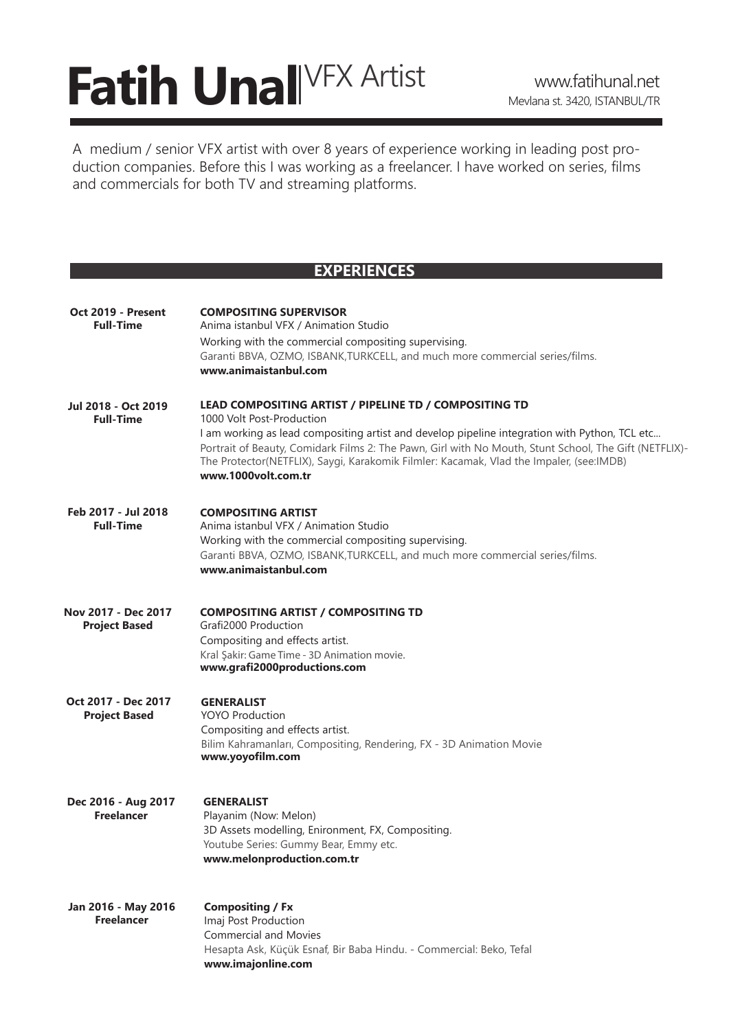# Fatih Unal | VFX Artist

www.fatihunal.net
Mevlana st. 3420, ISTANBUL/TR

A medium / senior VFX artist with over 8 years of experience working in leading post production companies. Before this I was working as a freelancer. I have worked on series, films and commercials for both TV and streaming platforms.

## EXPERIENCES

**Oct 2019 - Present**
**Full-Time**

**COMPOSITING SUPERVISOR**
Anima istanbul VFX / Animation Studio
Working with the commercial compositing supervising.
Garanti BBVA, OZMO, ISBANK,TURKCELL, and much more commercial series/films.
**www.animaistanbul.com**

**Jul 2018 - Oct 2019**
**Full-Time**

**LEAD COMPOSITING ARTIST / PIPELINE TD / COMPOSITING TD**
1000 Volt Post-Production
I am working as lead compositing artist and develop pipeline integration with Python, TCL etc...
Portrait of Beauty, Comidark Films 2: The Pawn, Girl with No Mouth, Stunt School, The Gift (NETFLIX)-The Protector(NETFLIX), Saygi, Karakomik Filmler: Kacamak, Vlad the Impaler, (see:IMDB)
**www.1000volt.com.tr**

**Feb 2017 - Jul 2018**
**Full-Time**

**COMPOSITING ARTIST**
Anima istanbul VFX / Animation Studio
Working with the commercial compositing supervising.
Garanti BBVA, OZMO, ISBANK,TURKCELL, and much more commercial series/films.
**www.animaistanbul.com**

**Nov 2017 - Dec 2017**
**Project Based**

**COMPOSITING ARTIST / COMPOSITING TD**
Grafi2000 Production
Compositing and effects artist.
Kral Şakir: Game Time - 3D Animation movie.
**www.grafi2000productions.com**

**Oct 2017 - Dec 2017**
**Project Based**

**GENERALIST**
YOYO Production
Compositing and effects artist.
Bilim Kahramanları, Compositing, Rendering, FX - 3D Animation Movie
**www.yoyofilm.com**

**Dec 2016 - Aug 2017**
**Freelancer**

**GENERALIST**
Playanim (Now: Melon)
3D Assets modelling, Enironment, FX, Compositing.
Youtube Series: Gummy Bear, Emmy etc.
**www.melonproduction.com.tr**

**Jan 2016 - May 2016**
**Freelancer**

**Compositing / Fx**
Imaj Post Production
Commercial and Movies
Hesapta Ask, Küçük Esnaf, Bir Baba Hindu. - Commercial: Beko, Tefal
**www.imajonline.com**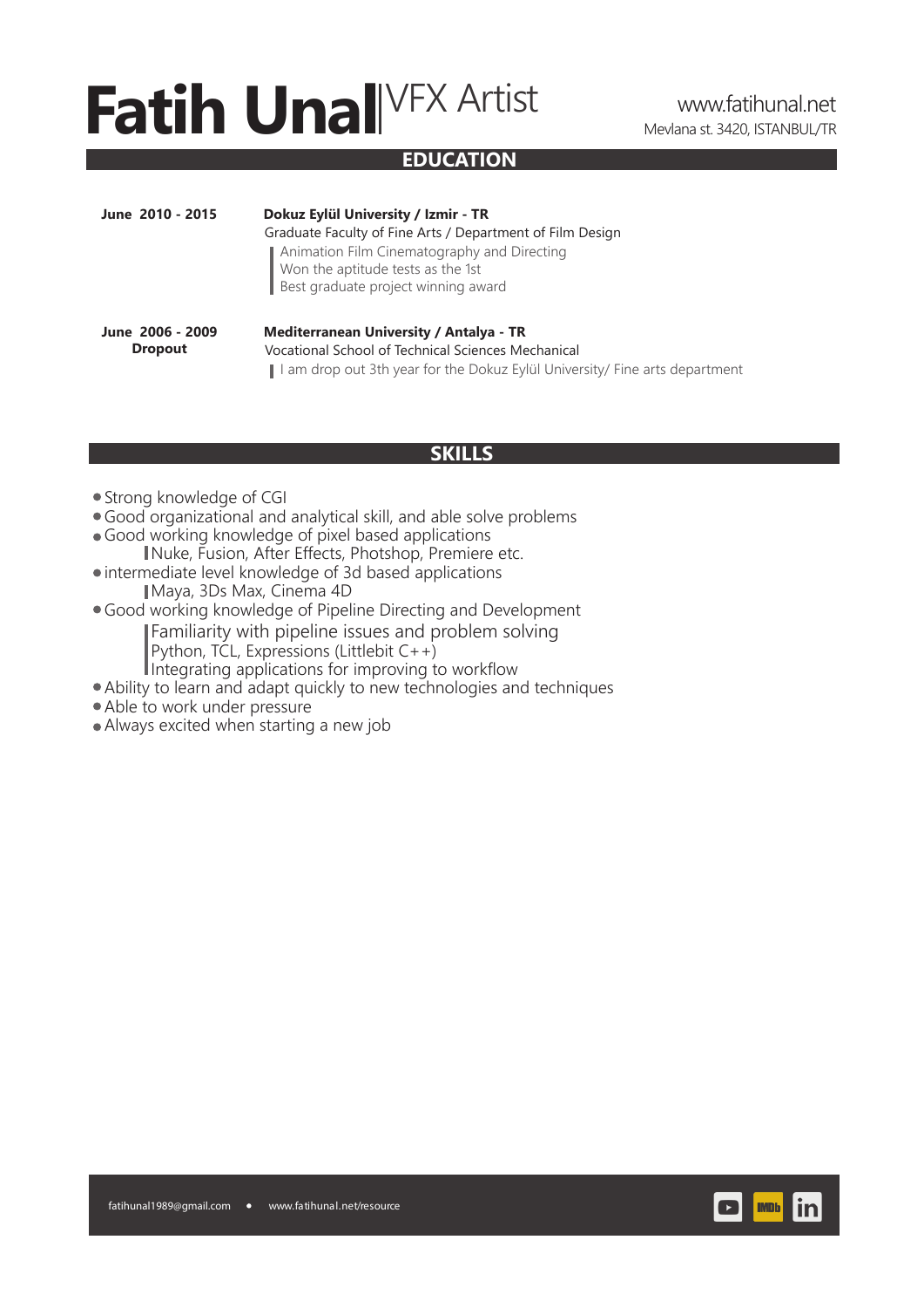# Fatih Unal | VFX Artist

www.fatihunal.net
Mevlana st. 3420, ISTANBUL/TR

## EDUCATION

**June 2010 - 2015**

**Dokuz Eylül University / Izmir - TR**
Graduate Faculty of Fine Arts / Department of Film Design
- Animation Film Cinematography and Directing
- Won the aptitude tests as the 1st
- Best graduate project winning award

**June 2006 - 2009**
**Dropout**

**Mediterranean University / Antalya - TR**
Vocational School of Technical Sciences Mechanical
- I am drop out 3th year for the Dokuz Eylül University/ Fine arts department

## SKILLS

- Strong knowledge of CGI
- Good organizational and analytical skill, and able solve problems
- Good working knowledge of pixel based applications
  - Nuke, Fusion, After Effects, Photshop, Premiere etc.
- intermediate level knowledge of 3d based applications
  - Maya, 3Ds Max, Cinema 4D
- Good working knowledge of Pipeline Directing and Development
  - Familiarity with pipeline issues and problem solving
  - Python, TCL, Expressions (Littlebit C++)
  - Integrating applications for improving to workflow
- Ability to learn and adapt quickly to new technologies and techniques
- Able to work under pressure
- Always excited when starting a new job

fatihunal1989@gmail.com • www.fatihunal.net/resource